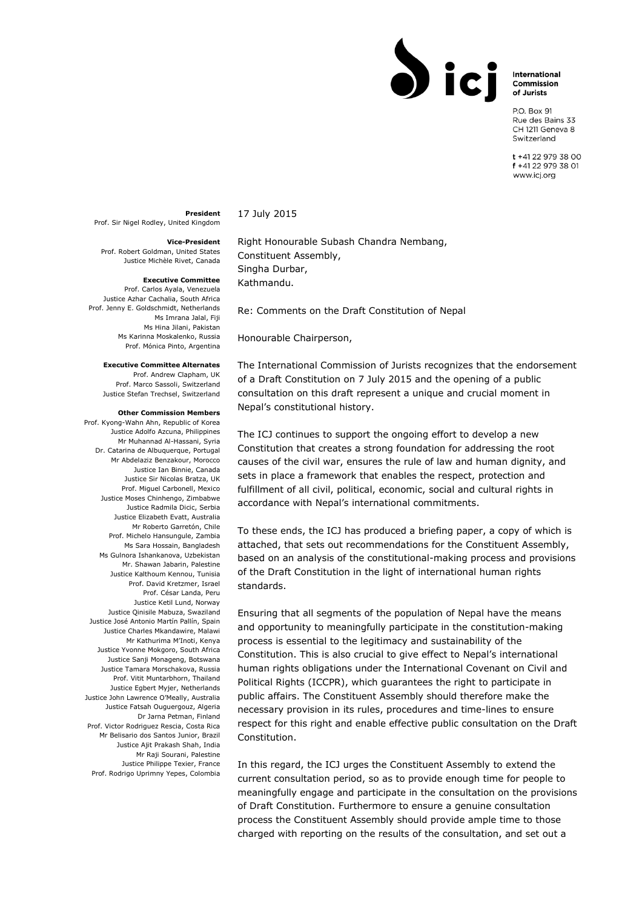International Commission of Jurists

P.O. Box 91
Rue des Bains 33
CH 1211 Geneva 8
Switzerland

t +41 22 979 38 00
f +41 22 979 38 01
www.icj.org

**President**
Prof. Sir Nigel Rodley, United Kingdom

**Vice-President**
Prof. Robert Goldman, United States
Justice Michèle Rivet, Canada

**Executive Committee**
Prof. Carlos Ayala, Venezuela
Justice Azhar Cachalia, South Africa
Prof. Jenny E. Goldschmidt, Netherlands
Ms Imrana Jalal, Fiji
Ms Hina Jilani, Pakistan
Ms Karinna Moskalenko, Russia
Prof. Mónica Pinto, Argentina

**Executive Committee Alternates**
Prof. Andrew Clapham, UK
Prof. Marco Sassoli, Switzerland
Justice Stefan Trechsel, Switzerland

**Other Commission Members**
Prof. Kyong-Wahn Ahn, Republic of Korea
Justice Adolfo Azcuna, Philippines
Mr Muhannad Al-Hassani, Syria
Dr. Catarina de Albuquerque, Portugal
Mr Abdelaziz Benzakour, Morocco
Justice Ian Binnie, Canada
Justice Sir Nicolas Bratza, UK
Prof. Miguel Carbonell, Mexico
Justice Moses Chinhengo, Zimbabwe
Justice Radmila Dicic, Serbia
Justice Elizabeth Evatt, Australia
Mr Roberto Garretón, Chile
Prof. Michelo Hansungule, Zambia
Ms Sara Hossain, Bangladesh
Ms Gulnora Ishankanova, Uzbekistan
Mr. Shawan Jabarin, Palestine
Justice Kalthoum Kennou, Tunisia
Prof. David Kretzmer, Israel
Prof. César Landa, Peru
Justice Ketil Lund, Norway
Justice Qinisile Mabuza, Swaziland
Justice José Antonio Martín Pallín, Spain
Justice Charles Mkandawire, Malawi
Mr Kathurima M'Inoti, Kenya
Justice Yvonne Mokgoro, South Africa
Justice Sanji Monageng, Botswana
Justice Tamara Morschakova, Russia
Prof. Vitit Muntarbhorn, Thailand
Justice Egbert Myjer, Netherlands
Justice John Lawrence O'Meally, Australia
Justice Fatsah Ouguergouz, Algeria
Dr Jarna Petman, Finland
Prof. Victor Rodriguez Rescia, Costa Rica
Mr Belisario dos Santos Junior, Brazil
Justice Ajit Prakash Shah, India
Mr Raji Sourani, Palestine
Justice Philippe Texier, France
Prof. Rodrigo Uprimny Yepes, Colombia

17 July 2015

Right Honourable Subash Chandra Nembang,
Constituent Assembly,
Singha Durbar,
Kathmandu.

Re: Comments on the Draft Constitution of Nepal

Honourable Chairperson,

The International Commission of Jurists recognizes that the endorsement of a Draft Constitution on 7 July 2015 and the opening of a public consultation on this draft represent a unique and crucial moment in Nepal's constitutional history.

The ICJ continues to support the ongoing effort to develop a new Constitution that creates a strong foundation for addressing the root causes of the civil war, ensures the rule of law and human dignity, and sets in place a framework that enables the respect, protection and fulfillment of all civil, political, economic, social and cultural rights in accordance with Nepal's international commitments.

To these ends, the ICJ has produced a briefing paper, a copy of which is attached, that sets out recommendations for the Constituent Assembly, based on an analysis of the constitutional-making process and provisions of the Draft Constitution in the light of international human rights standards.

Ensuring that all segments of the population of Nepal have the means and opportunity to meaningfully participate in the constitution-making process is essential to the legitimacy and sustainability of the Constitution. This is also crucial to give effect to Nepal's international human rights obligations under the International Covenant on Civil and Political Rights (ICCPR), which guarantees the right to participate in public affairs. The Constituent Assembly should therefore make the necessary provision in its rules, procedures and time-lines to ensure respect for this right and enable effective public consultation on the Draft Constitution.

In this regard, the ICJ urges the Constituent Assembly to extend the current consultation period, so as to provide enough time for people to meaningfully engage and participate in the consultation on the provisions of Draft Constitution. Furthermore to ensure a genuine consultation process the Constituent Assembly should provide ample time to those charged with reporting on the results of the consultation, and set out a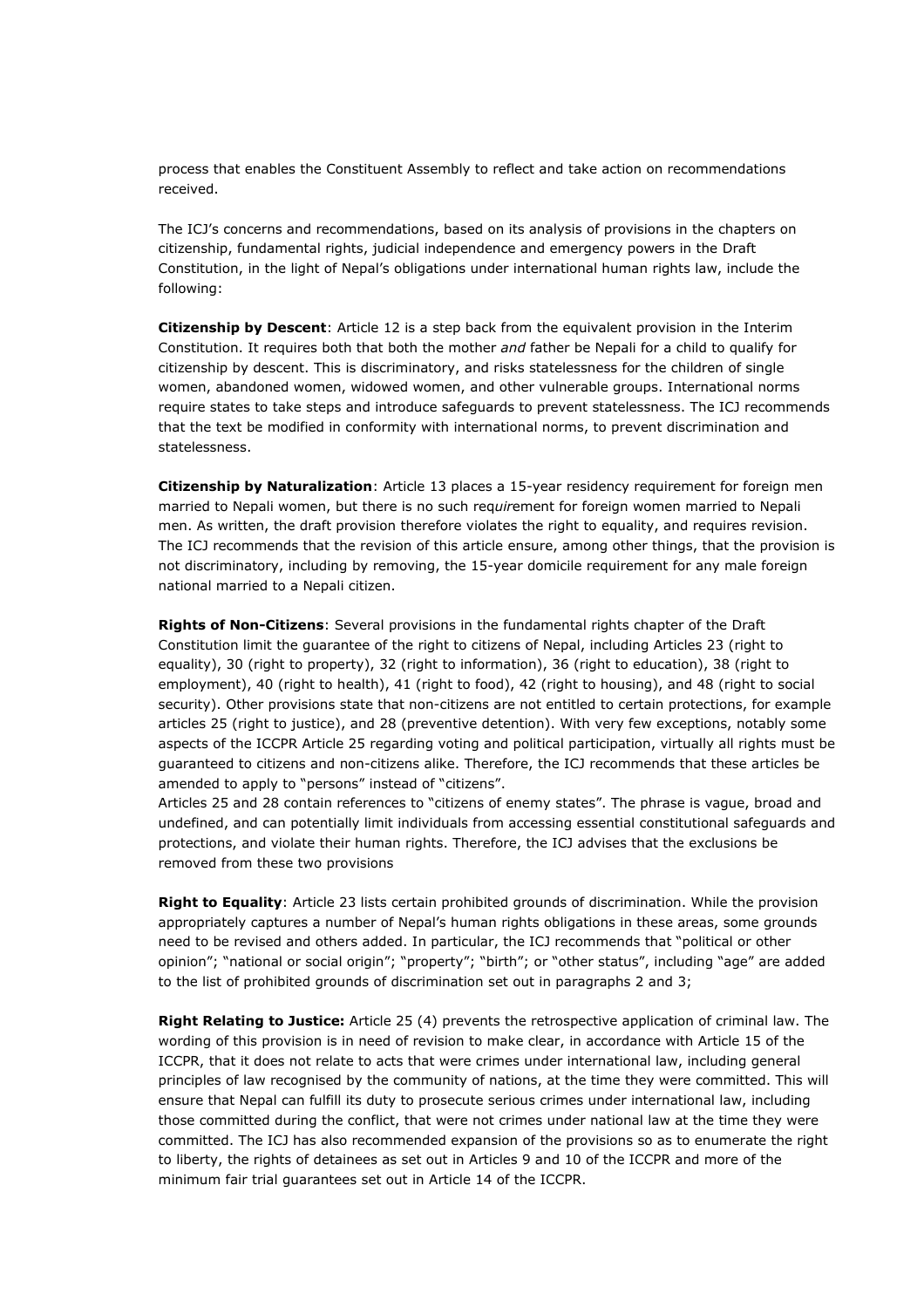process that enables the Constituent Assembly to reflect and take action on recommendations received.

The ICJ's concerns and recommendations, based on its analysis of provisions in the chapters on citizenship, fundamental rights, judicial independence and emergency powers in the Draft Constitution, in the light of Nepal's obligations under international human rights law, include the following:

**Citizenship by Descent**: Article 12 is a step back from the equivalent provision in the Interim Constitution. It requires both that both the mother *and* father be Nepali for a child to qualify for citizenship by descent. This is discriminatory, and risks statelessness for the children of single women, abandoned women, widowed women, and other vulnerable groups. International norms require states to take steps and introduce safeguards to prevent statelessness. The ICJ recommends that the text be modified in conformity with international norms, to prevent discrimination and statelessness.

**Citizenship by Naturalization**: Article 13 places a 15-year residency requirement for foreign men married to Nepali women, but there is no such req*uir*ement for foreign women married to Nepali men. As written, the draft provision therefore violates the right to equality, and requires revision. The ICJ recommends that the revision of this article ensure, among other things, that the provision is not discriminatory, including by removing, the 15-year domicile requirement for any male foreign national married to a Nepali citizen.

**Rights of Non-Citizens**: Several provisions in the fundamental rights chapter of the Draft Constitution limit the guarantee of the right to citizens of Nepal, including Articles 23 (right to equality), 30 (right to property), 32 (right to information), 36 (right to education), 38 (right to employment), 40 (right to health), 41 (right to food), 42 (right to housing), and 48 (right to social security). Other provisions state that non-citizens are not entitled to certain protections, for example articles 25 (right to justice), and 28 (preventive detention). With very few exceptions, notably some aspects of the ICCPR Article 25 regarding voting and political participation, virtually all rights must be guaranteed to citizens and non-citizens alike. Therefore, the ICJ recommends that these articles be amended to apply to "persons" instead of "citizens".

Articles 25 and 28 contain references to "citizens of enemy states". The phrase is vague, broad and undefined, and can potentially limit individuals from accessing essential constitutional safeguards and protections, and violate their human rights. Therefore, the ICJ advises that the exclusions be removed from these two provisions

**Right to Equality**: Article 23 lists certain prohibited grounds of discrimination. While the provision appropriately captures a number of Nepal's human rights obligations in these areas, some grounds need to be revised and others added. In particular, the ICJ recommends that "political or other opinion"; "national or social origin"; "property"; "birth"; or "other status", including "age" are added to the list of prohibited grounds of discrimination set out in paragraphs 2 and 3;

**Right Relating to Justice:** Article 25 (4) prevents the retrospective application of criminal law. The wording of this provision is in need of revision to make clear, in accordance with Article 15 of the ICCPR, that it does not relate to acts that were crimes under international law, including general principles of law recognised by the community of nations, at the time they were committed. This will ensure that Nepal can fulfill its duty to prosecute serious crimes under international law, including those committed during the conflict, that were not crimes under national law at the time they were committed. The ICJ has also recommended expansion of the provisions so as to enumerate the right to liberty, the rights of detainees as set out in Articles 9 and 10 of the ICCPR and more of the minimum fair trial guarantees set out in Article 14 of the ICCPR.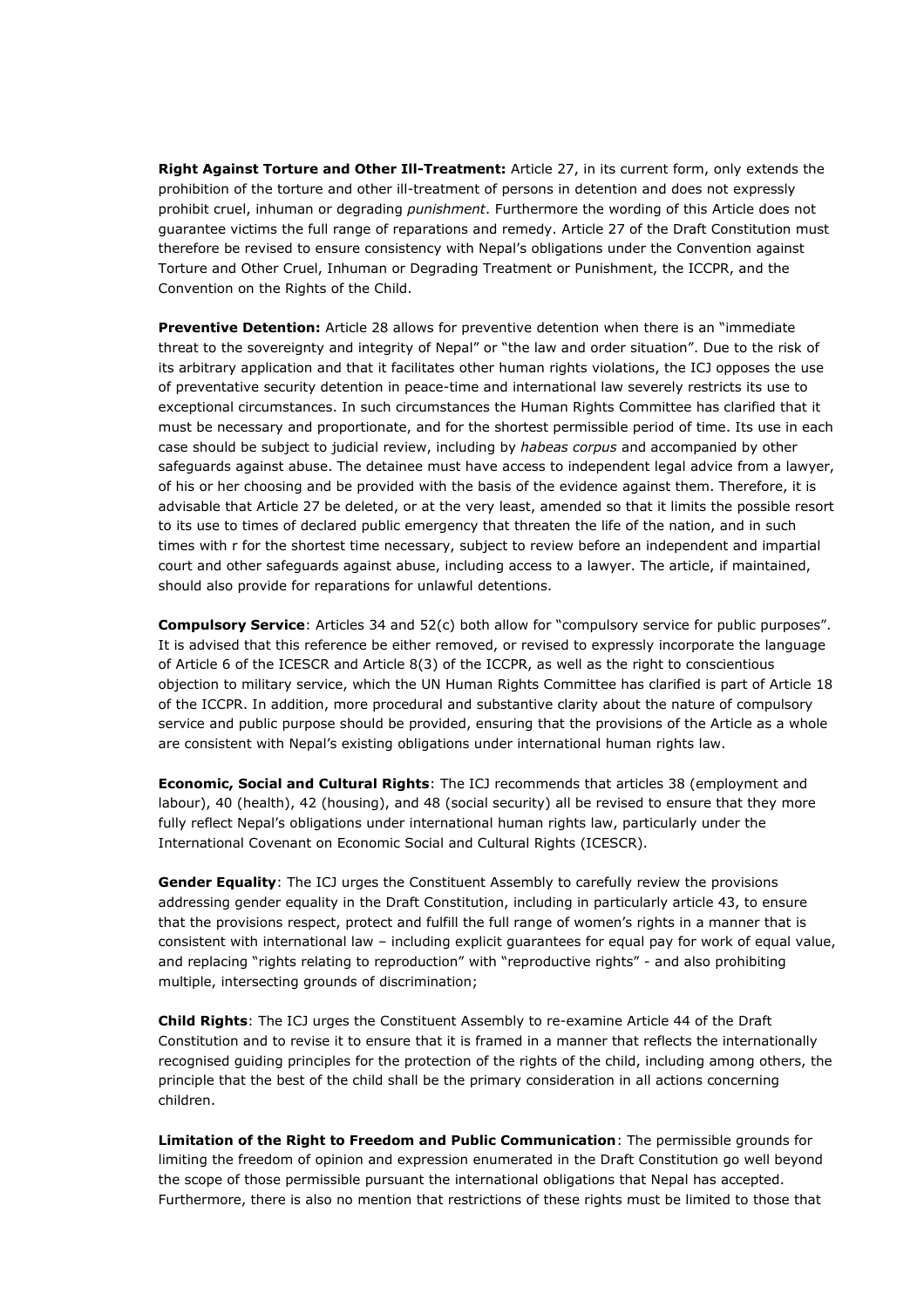**Right Against Torture and Other Ill-Treatment:** Article 27, in its current form, only extends the prohibition of the torture and other ill-treatment of persons in detention and does not expressly prohibit cruel, inhuman or degrading *punishment*. Furthermore the wording of this Article does not guarantee victims the full range of reparations and remedy. Article 27 of the Draft Constitution must therefore be revised to ensure consistency with Nepal's obligations under the Convention against Torture and Other Cruel, Inhuman or Degrading Treatment or Punishment, the ICCPR, and the Convention on the Rights of the Child.

**Preventive Detention:** Article 28 allows for preventive detention when there is an "immediate threat to the sovereignty and integrity of Nepal" or "the law and order situation". Due to the risk of its arbitrary application and that it facilitates other human rights violations, the ICJ opposes the use of preventative security detention in peace-time and international law severely restricts its use to exceptional circumstances. In such circumstances the Human Rights Committee has clarified that it must be necessary and proportionate, and for the shortest permissible period of time. Its use in each case should be subject to judicial review, including by *habeas corpus* and accompanied by other safeguards against abuse. The detainee must have access to independent legal advice from a lawyer, of his or her choosing and be provided with the basis of the evidence against them. Therefore, it is advisable that Article 27 be deleted, or at the very least, amended so that it limits the possible resort to its use to times of declared public emergency that threaten the life of the nation, and in such times with r for the shortest time necessary, subject to review before an independent and impartial court and other safeguards against abuse, including access to a lawyer. The article, if maintained, should also provide for reparations for unlawful detentions.

**Compulsory Service**: Articles 34 and 52(c) both allow for "compulsory service for public purposes". It is advised that this reference be either removed, or revised to expressly incorporate the language of Article 6 of the ICESCR and Article 8(3) of the ICCPR, as well as the right to conscientious objection to military service, which the UN Human Rights Committee has clarified is part of Article 18 of the ICCPR. In addition, more procedural and substantive clarity about the nature of compulsory service and public purpose should be provided, ensuring that the provisions of the Article as a whole are consistent with Nepal's existing obligations under international human rights law.

**Economic, Social and Cultural Rights**: The ICJ recommends that articles 38 (employment and labour), 40 (health), 42 (housing), and 48 (social security) all be revised to ensure that they more fully reflect Nepal's obligations under international human rights law, particularly under the International Covenant on Economic Social and Cultural Rights (ICESCR).

**Gender Equality**: The ICJ urges the Constituent Assembly to carefully review the provisions addressing gender equality in the Draft Constitution, including in particularly article 43, to ensure that the provisions respect, protect and fulfill the full range of women's rights in a manner that is consistent with international law – including explicit guarantees for equal pay for work of equal value, and replacing "rights relating to reproduction" with "reproductive rights" - and also prohibiting multiple, intersecting grounds of discrimination;

**Child Rights**: The ICJ urges the Constituent Assembly to re-examine Article 44 of the Draft Constitution and to revise it to ensure that it is framed in a manner that reflects the internationally recognised guiding principles for the protection of the rights of the child, including among others, the principle that the best of the child shall be the primary consideration in all actions concerning children.

**Limitation of the Right to Freedom and Public Communication**: The permissible grounds for limiting the freedom of opinion and expression enumerated in the Draft Constitution go well beyond the scope of those permissible pursuant the international obligations that Nepal has accepted. Furthermore, there is also no mention that restrictions of these rights must be limited to those that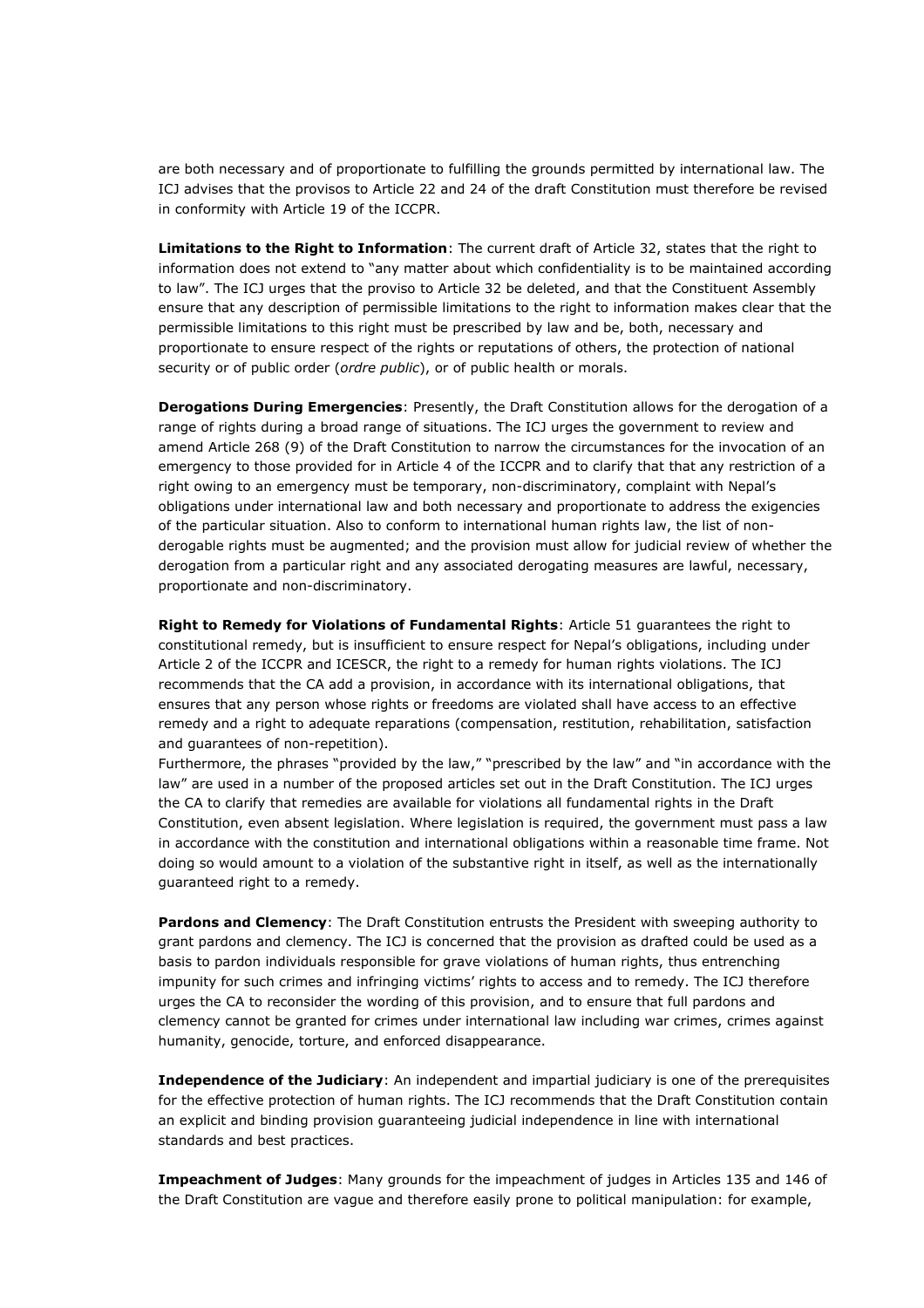are both necessary and of proportionate to fulfilling the grounds permitted by international law. The ICJ advises that the provisos to Article 22 and 24 of the draft Constitution must therefore be revised in conformity with Article 19 of the ICCPR.

**Limitations to the Right to Information**: The current draft of Article 32, states that the right to information does not extend to "any matter about which confidentiality is to be maintained according to law". The ICJ urges that the proviso to Article 32 be deleted, and that the Constituent Assembly ensure that any description of permissible limitations to the right to information makes clear that the permissible limitations to this right must be prescribed by law and be, both, necessary and proportionate to ensure respect of the rights or reputations of others, the protection of national security or of public order (*ordre public*), or of public health or morals.

**Derogations During Emergencies**: Presently, the Draft Constitution allows for the derogation of a range of rights during a broad range of situations. The ICJ urges the government to review and amend Article 268 (9) of the Draft Constitution to narrow the circumstances for the invocation of an emergency to those provided for in Article 4 of the ICCPR and to clarify that that any restriction of a right owing to an emergency must be temporary, non-discriminatory, complaint with Nepal's obligations under international law and both necessary and proportionate to address the exigencies of the particular situation. Also to conform to international human rights law, the list of non-derogable rights must be augmented; and the provision must allow for judicial review of whether the derogation from a particular right and any associated derogating measures are lawful, necessary, proportionate and non-discriminatory.

**Right to Remedy for Violations of Fundamental Rights**: Article 51 guarantees the right to constitutional remedy, but is insufficient to ensure respect for Nepal's obligations, including under Article 2 of the ICCPR and ICESCR, the right to a remedy for human rights violations. The ICJ recommends that the CA add a provision, in accordance with its international obligations, that ensures that any person whose rights or freedoms are violated shall have access to an effective remedy and a right to adequate reparations (compensation, restitution, rehabilitation, satisfaction and guarantees of non-repetition).

Furthermore, the phrases "provided by the law," "prescribed by the law" and "in accordance with the law" are used in a number of the proposed articles set out in the Draft Constitution. The ICJ urges the CA to clarify that remedies are available for violations all fundamental rights in the Draft Constitution, even absent legislation. Where legislation is required, the government must pass a law in accordance with the constitution and international obligations within a reasonable time frame. Not doing so would amount to a violation of the substantive right in itself, as well as the internationally guaranteed right to a remedy.

**Pardons and Clemency**: The Draft Constitution entrusts the President with sweeping authority to grant pardons and clemency. The ICJ is concerned that the provision as drafted could be used as a basis to pardon individuals responsible for grave violations of human rights, thus entrenching impunity for such crimes and infringing victims' rights to access and to remedy. The ICJ therefore urges the CA to reconsider the wording of this provision, and to ensure that full pardons and clemency cannot be granted for crimes under international law including war crimes, crimes against humanity, genocide, torture, and enforced disappearance.

**Independence of the Judiciary**: An independent and impartial judiciary is one of the prerequisites for the effective protection of human rights. The ICJ recommends that the Draft Constitution contain an explicit and binding provision guaranteeing judicial independence in line with international standards and best practices.

**Impeachment of Judges**: Many grounds for the impeachment of judges in Articles 135 and 146 of the Draft Constitution are vague and therefore easily prone to political manipulation: for example,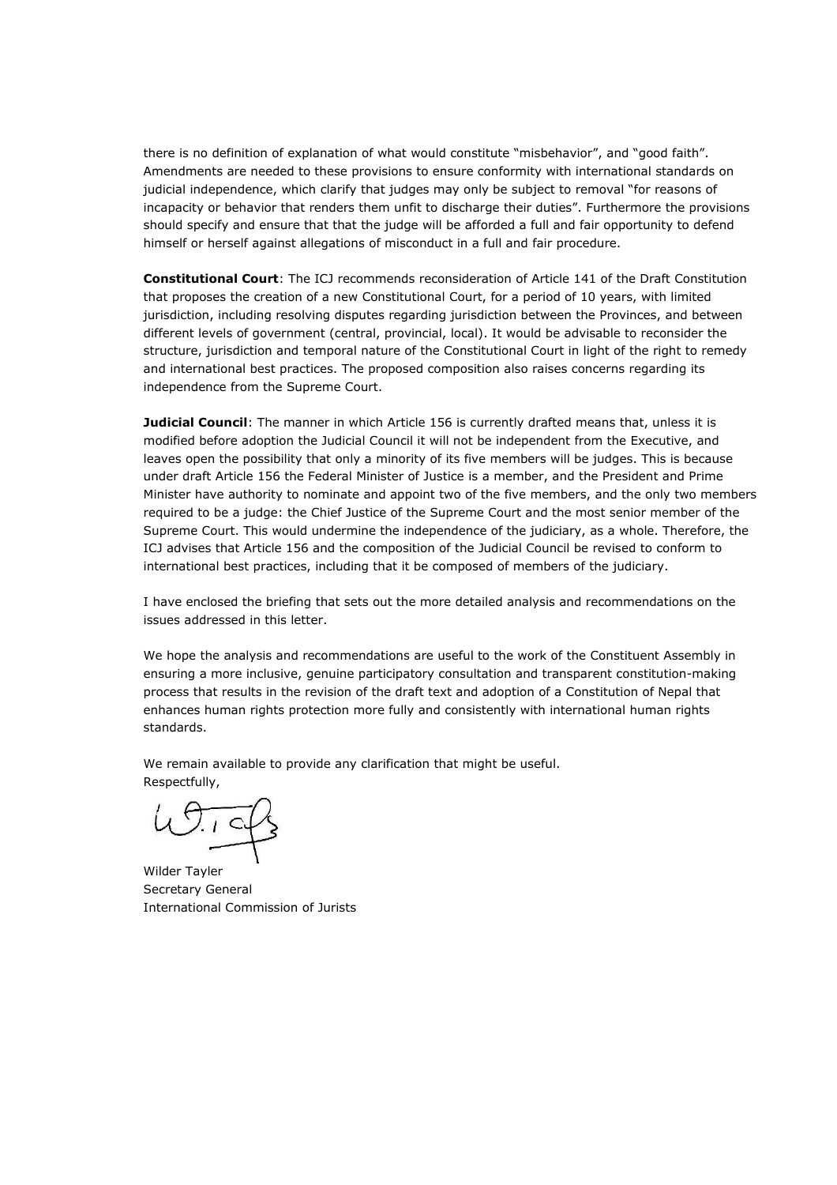there is no definition of explanation of what would constitute “misbehavior”, and “good faith”. Amendments are needed to these provisions to ensure conformity with international standards on judicial independence, which clarify that judges may only be subject to removal “for reasons of incapacity or behavior that renders them unfit to discharge their duties”. Furthermore the provisions should specify and ensure that that the judge will be afforded a full and fair opportunity to defend himself or herself against allegations of misconduct in a full and fair procedure.

**Constitutional Court**: The ICJ recommends reconsideration of Article 141 of the Draft Constitution that proposes the creation of a new Constitutional Court, for a period of 10 years, with limited jurisdiction, including resolving disputes regarding jurisdiction between the Provinces, and between different levels of government (central, provincial, local). It would be advisable to reconsider the structure, jurisdiction and temporal nature of the Constitutional Court in light of the right to remedy and international best practices. The proposed composition also raises concerns regarding its independence from the Supreme Court.

**Judicial Council**: The manner in which Article 156 is currently drafted means that, unless it is modified before adoption the Judicial Council it will not be independent from the Executive, and leaves open the possibility that only a minority of its five members will be judges. This is because under draft Article 156 the Federal Minister of Justice is a member, and the President and Prime Minister have authority to nominate and appoint two of the five members, and the only two members required to be a judge: the Chief Justice of the Supreme Court and the most senior member of the Supreme Court. This would undermine the independence of the judiciary, as a whole. Therefore, the ICJ advises that Article 156 and the composition of the Judicial Council be revised to conform to international best practices, including that it be composed of members of the judiciary.

I have enclosed the briefing that sets out the more detailed analysis and recommendations on the issues addressed in this letter.

We hope the analysis and recommendations are useful to the work of the Constituent Assembly in ensuring a more inclusive, genuine participatory consultation and transparent constitution-making process that results in the revision of the draft text and adoption of a Constitution of Nepal that enhances human rights protection more fully and consistently with international human rights standards.

We remain available to provide any clarification that might be useful.
Respectfully,

Wilder Tayler
Secretary General
International Commission of Jurists